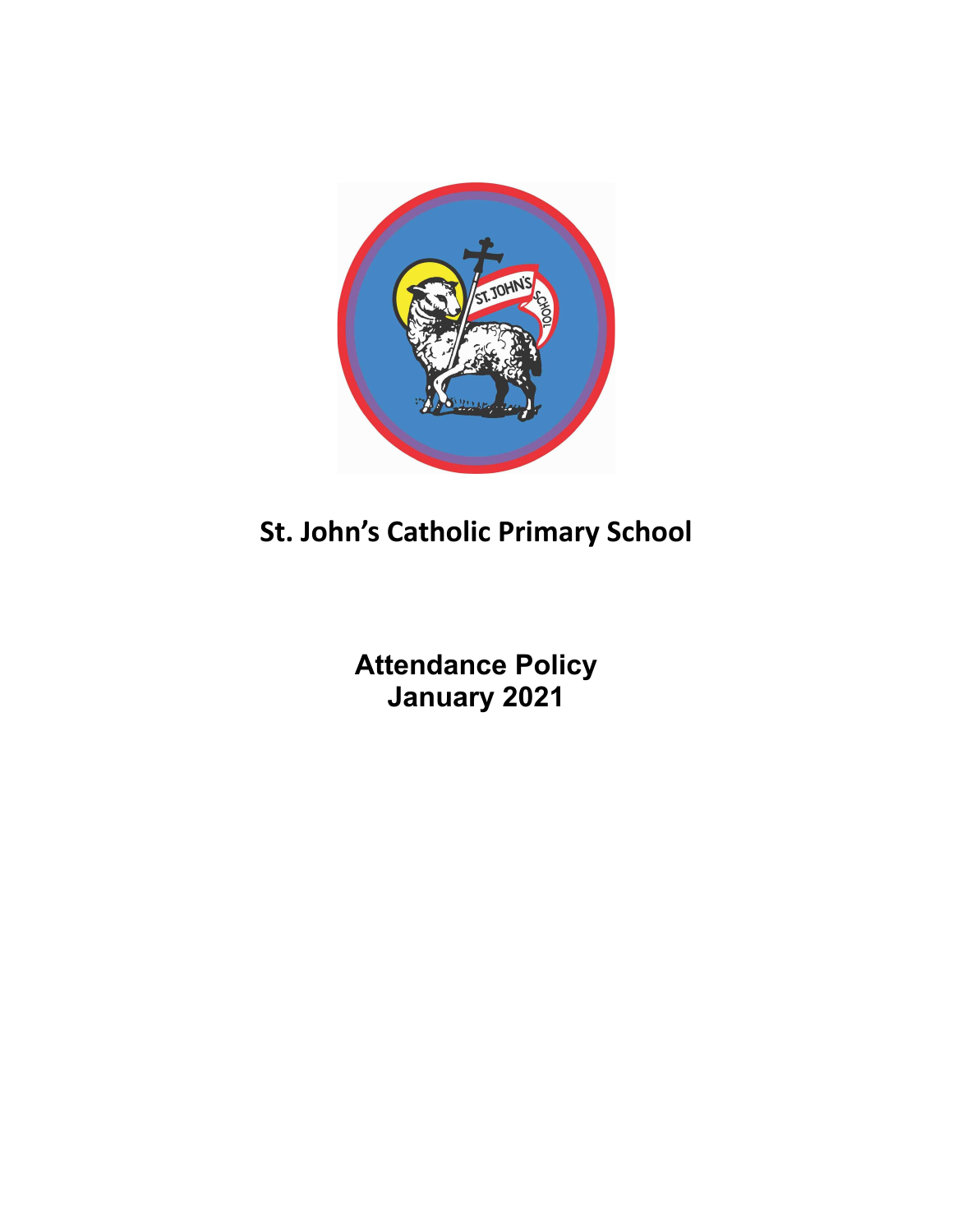# St. John's Catholic Primary School

## Attendance Policy
## January 2021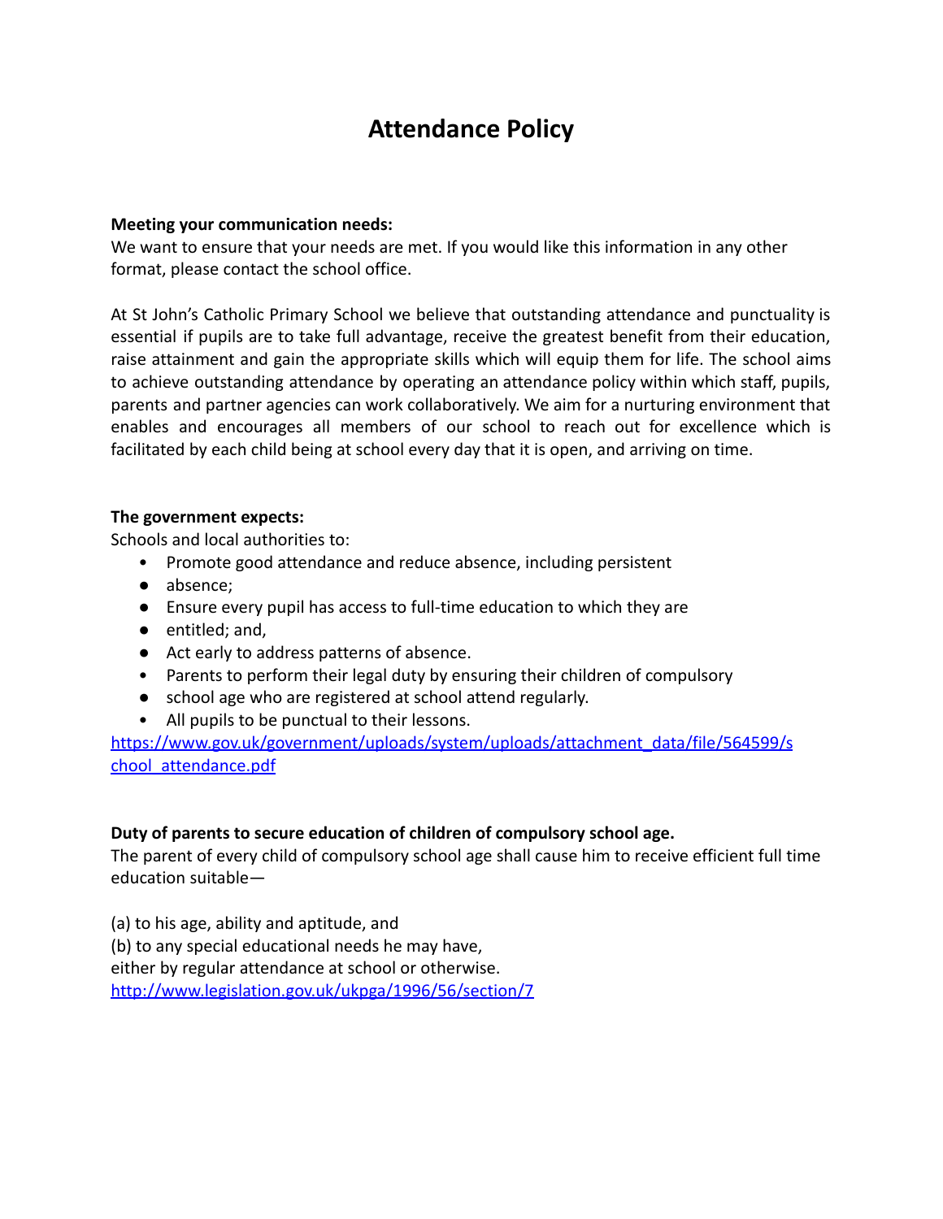# Attendance Policy

**Meeting your communication needs:**
We want to ensure that your needs are met. If you would like this information in any other format, please contact the school office.

At St John's Catholic Primary School we believe that outstanding attendance and punctuality is essential if pupils are to take full advantage, receive the greatest benefit from their education, raise attainment and gain the appropriate skills which will equip them for life. The school aims to achieve outstanding attendance by operating an attendance policy within which staff, pupils, parents and partner agencies can work collaboratively. We aim for a nurturing environment that enables and encourages all members of our school to reach out for excellence which is facilitated by each child being at school every day that it is open, and arriving on time.

**The government expects:**
Schools and local authorities to:

- Promote good attendance and reduce absence, including persistent
- absence;
- Ensure every pupil has access to full-time education to which they are
- entitled; and,
- Act early to address patterns of absence.
- Parents to perform their legal duty by ensuring their children of compulsory
- school age who are registered at school attend regularly.
- All pupils to be punctual to their lessons.

https://www.gov.uk/government/uploads/system/uploads/attachment_data/file/564599/school_attendance.pdf

**Duty of parents to secure education of children of compulsory school age.**
The parent of every child of compulsory school age shall cause him to receive efficient full time education suitable—

(a) to his age, ability and aptitude, and
(b) to any special educational needs he may have,
either by regular attendance at school or otherwise.
http://www.legislation.gov.uk/ukpga/1996/56/section/7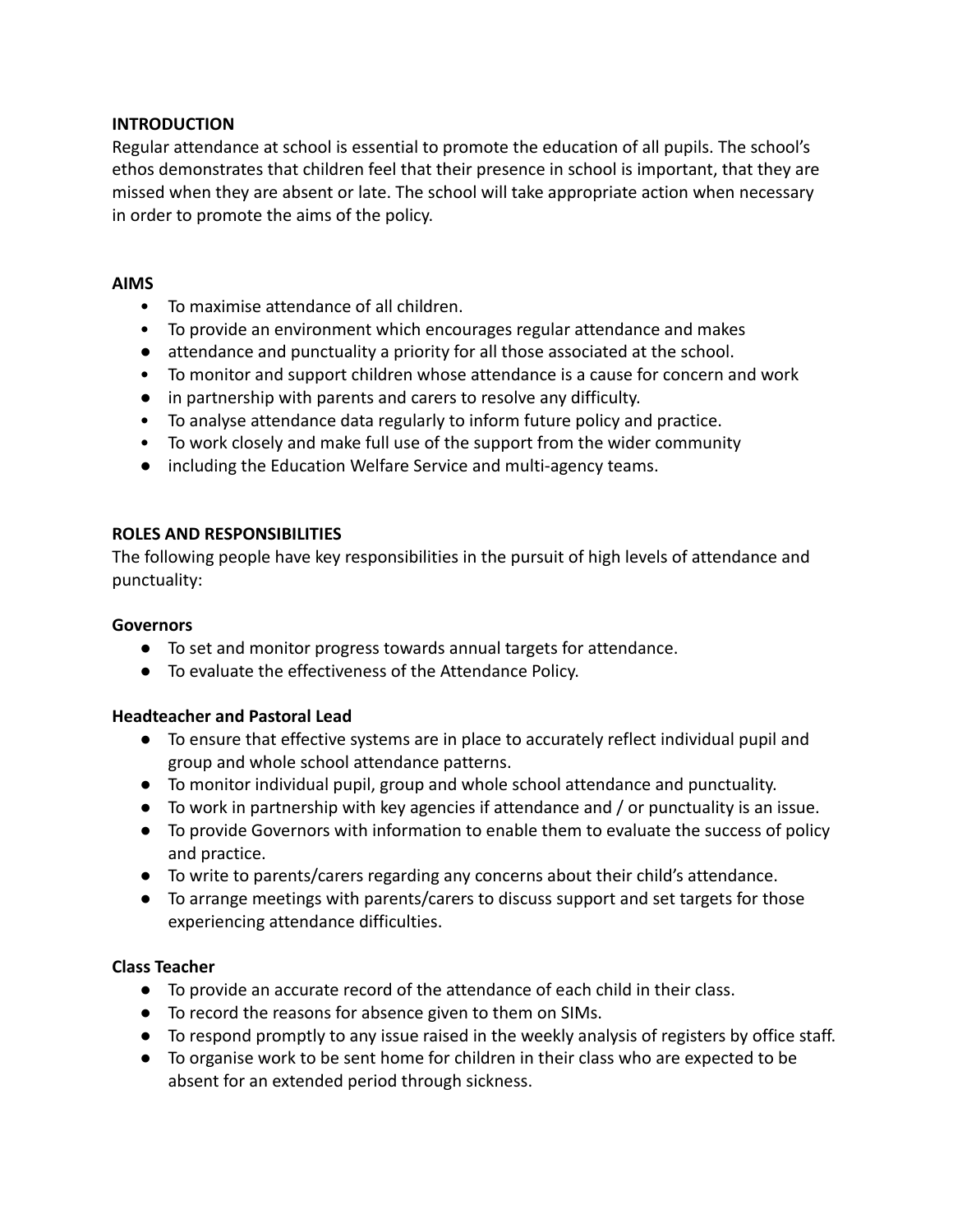**INTRODUCTION**

Regular attendance at school is essential to promote the education of all pupils. The school's ethos demonstrates that children feel that their presence in school is important, that they are missed when they are absent or late. The school will take appropriate action when necessary in order to promote the aims of the policy.

**AIMS**

- To maximise attendance of all children.
- To provide an environment which encourages regular attendance and makes
- attendance and punctuality a priority for all those associated at the school.
- To monitor and support children whose attendance is a cause for concern and work
- in partnership with parents and carers to resolve any difficulty.
- To analyse attendance data regularly to inform future policy and practice.
- To work closely and make full use of the support from the wider community
- including the Education Welfare Service and multi-agency teams.

**ROLES AND RESPONSIBILITIES**

The following people have key responsibilities in the pursuit of high levels of attendance and punctuality:

**Governors**

- To set and monitor progress towards annual targets for attendance.
- To evaluate the effectiveness of the Attendance Policy.

**Headteacher and Pastoral Lead**

- To ensure that effective systems are in place to accurately reflect individual pupil and group and whole school attendance patterns.
- To monitor individual pupil, group and whole school attendance and punctuality.
- To work in partnership with key agencies if attendance and / or punctuality is an issue.
- To provide Governors with information to enable them to evaluate the success of policy and practice.
- To write to parents/carers regarding any concerns about their child's attendance.
- To arrange meetings with parents/carers to discuss support and set targets for those experiencing attendance difficulties.

**Class Teacher**

- To provide an accurate record of the attendance of each child in their class.
- To record the reasons for absence given to them on SIMs.
- To respond promptly to any issue raised in the weekly analysis of registers by office staff.
- To organise work to be sent home for children in their class who are expected to be absent for an extended period through sickness.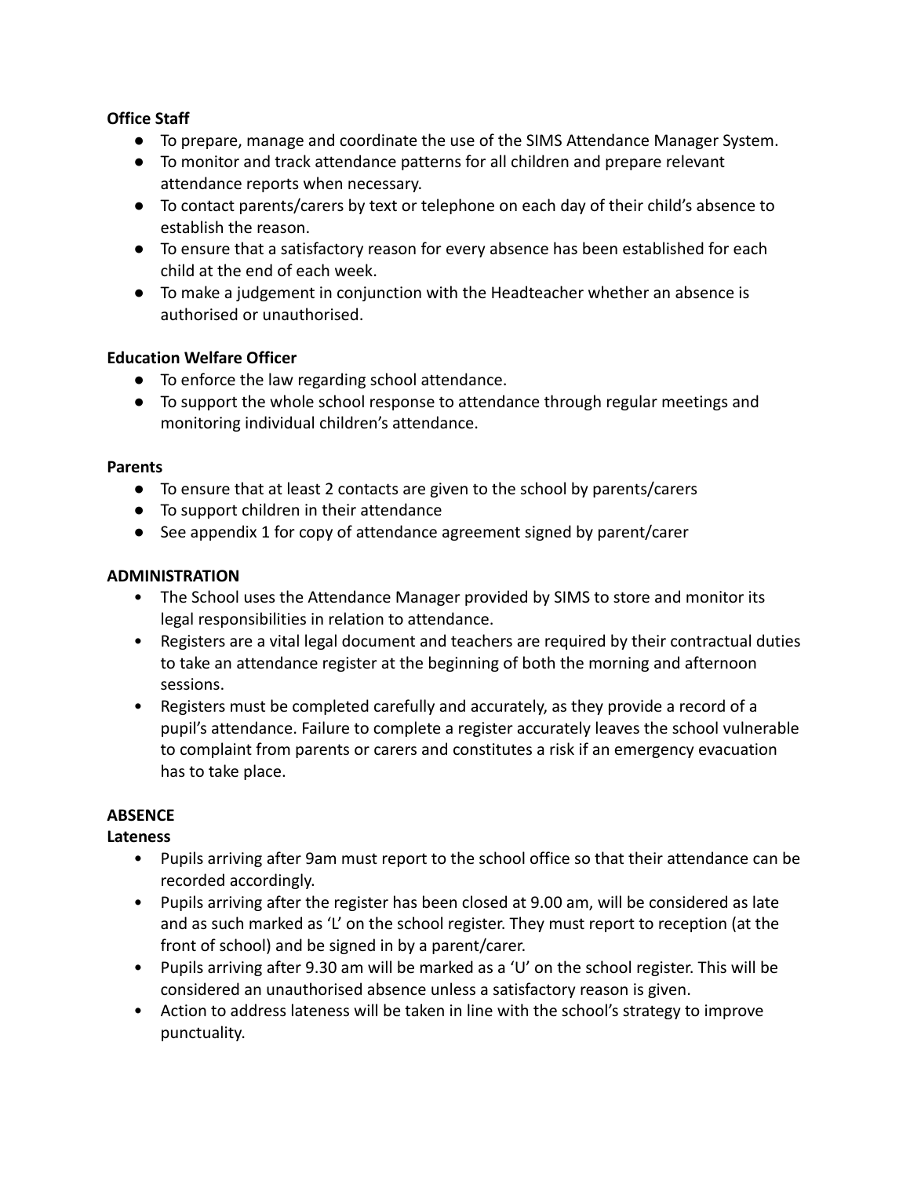**Office Staff**

- To prepare, manage and coordinate the use of the SIMS Attendance Manager System.
- To monitor and track attendance patterns for all children and prepare relevant attendance reports when necessary.
- To contact parents/carers by text or telephone on each day of their child's absence to establish the reason.
- To ensure that a satisfactory reason for every absence has been established for each child at the end of each week.
- To make a judgement in conjunction with the Headteacher whether an absence is authorised or unauthorised.

**Education Welfare Officer**

- To enforce the law regarding school attendance.
- To support the whole school response to attendance through regular meetings and monitoring individual children's attendance.

**Parents**

- To ensure that at least 2 contacts are given to the school by parents/carers
- To support children in their attendance
- See appendix 1 for copy of attendance agreement signed by parent/carer

## ADMINISTRATION

- The School uses the Attendance Manager provided by SIMS to store and monitor its legal responsibilities in relation to attendance.
- Registers are a vital legal document and teachers are required by their contractual duties to take an attendance register at the beginning of both the morning and afternoon sessions.
- Registers must be completed carefully and accurately, as they provide a record of a pupil's attendance. Failure to complete a register accurately leaves the school vulnerable to complaint from parents or carers and constitutes a risk if an emergency evacuation has to take place.

## ABSENCE

**Lateness**

- Pupils arriving after 9am must report to the school office so that their attendance can be recorded accordingly.
- Pupils arriving after the register has been closed at 9.00 am, will be considered as late and as such marked as 'L' on the school register. They must report to reception (at the front of school) and be signed in by a parent/carer.
- Pupils arriving after 9.30 am will be marked as a 'U' on the school register. This will be considered an unauthorised absence unless a satisfactory reason is given.
- Action to address lateness will be taken in line with the school's strategy to improve punctuality.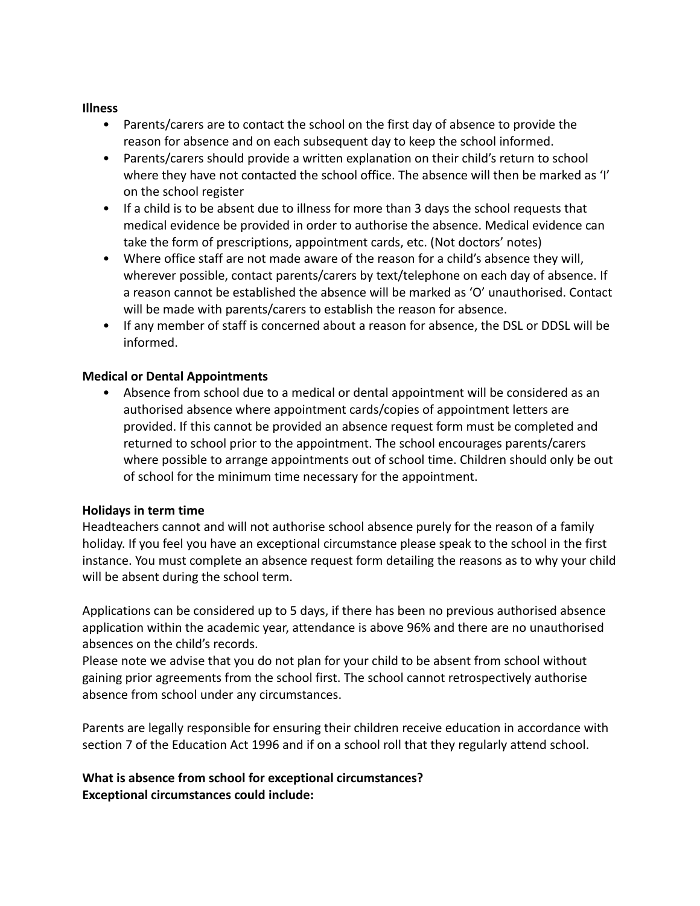**Illness**

- Parents/carers are to contact the school on the first day of absence to provide the reason for absence and on each subsequent day to keep the school informed.
- Parents/carers should provide a written explanation on their child's return to school where they have not contacted the school office. The absence will then be marked as 'I' on the school register
- If a child is to be absent due to illness for more than 3 days the school requests that medical evidence be provided in order to authorise the absence. Medical evidence can take the form of prescriptions, appointment cards, etc. (Not doctors' notes)
- Where office staff are not made aware of the reason for a child's absence they will, wherever possible, contact parents/carers by text/telephone on each day of absence. If a reason cannot be established the absence will be marked as 'O' unauthorised. Contact will be made with parents/carers to establish the reason for absence.
- If any member of staff is concerned about a reason for absence, the DSL or DDSL will be informed.

**Medical or Dental Appointments**

- Absence from school due to a medical or dental appointment will be considered as an authorised absence where appointment cards/copies of appointment letters are provided. If this cannot be provided an absence request form must be completed and returned to school prior to the appointment. The school encourages parents/carers where possible to arrange appointments out of school time. Children should only be out of school for the minimum time necessary for the appointment.

**Holidays in term time**

Headteachers cannot and will not authorise school absence purely for the reason of a family holiday. If you feel you have an exceptional circumstance please speak to the school in the first instance. You must complete an absence request form detailing the reasons as to why your child will be absent during the school term.

Applications can be considered up to 5 days, if there has been no previous authorised absence application within the academic year, attendance is above 96% and there are no unauthorised absences on the child's records.
Please note we advise that you do not plan for your child to be absent from school without gaining prior agreements from the school first. The school cannot retrospectively authorise absence from school under any circumstances.

Parents are legally responsible for ensuring their children receive education in accordance with section 7 of the Education Act 1996 and if on a school roll that they regularly attend school.

**What is absence from school for exceptional circumstances?**
**Exceptional circumstances could include:**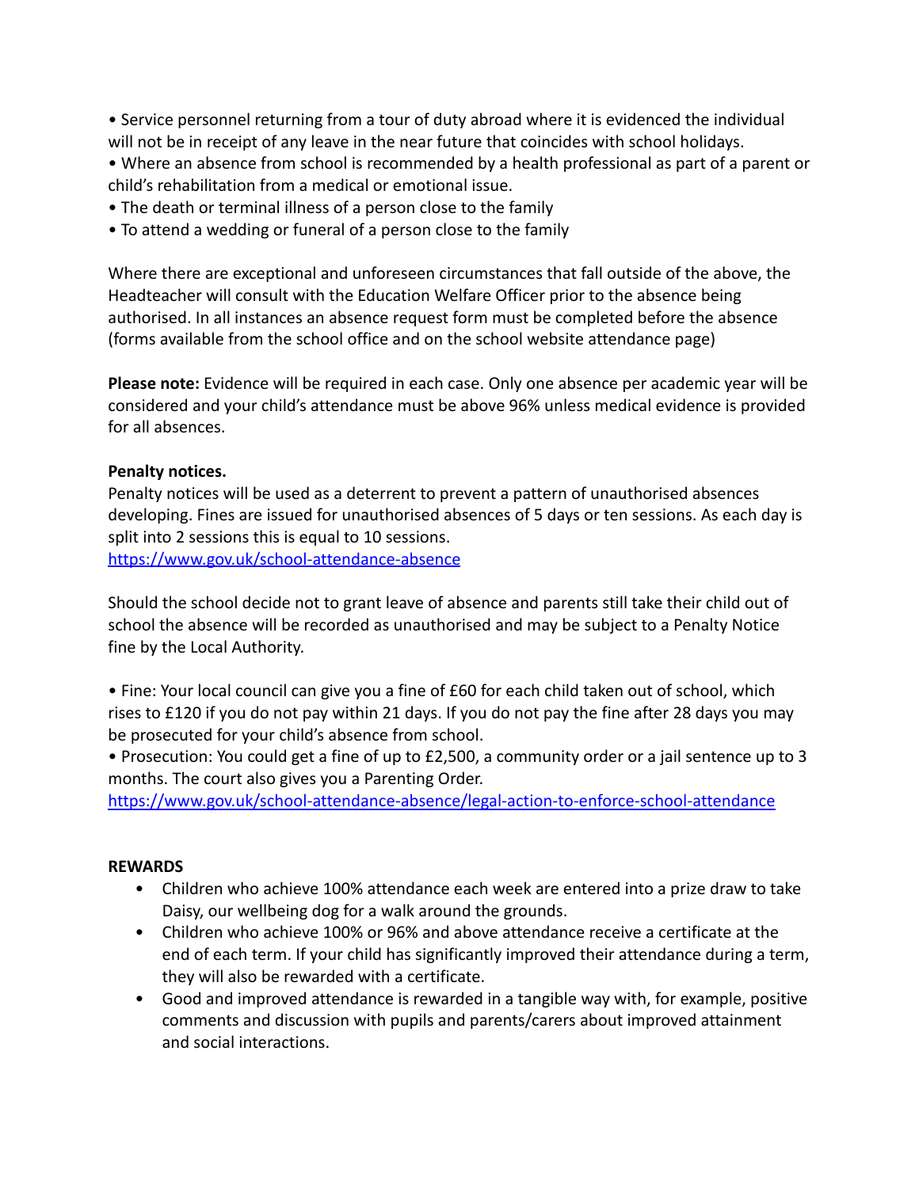- Service personnel returning from a tour of duty abroad where it is evidenced the individual will not be in receipt of any leave in the near future that coincides with school holidays.
- Where an absence from school is recommended by a health professional as part of a parent or child's rehabilitation from a medical or emotional issue.
- The death or terminal illness of a person close to the family
- To attend a wedding or funeral of a person close to the family

Where there are exceptional and unforeseen circumstances that fall outside of the above, the Headteacher will consult with the Education Welfare Officer prior to the absence being authorised. In all instances an absence request form must be completed before the absence (forms available from the school office and on the school website attendance page)

**Please note:** Evidence will be required in each case. Only one absence per academic year will be considered and your child's attendance must be above 96% unless medical evidence is provided for all absences.

**Penalty notices.**

Penalty notices will be used as a deterrent to prevent a pattern of unauthorised absences developing. Fines are issued for unauthorised absences of 5 days or ten sessions. As each day is split into 2 sessions this is equal to 10 sessions.

https://www.gov.uk/school-attendance-absence

Should the school decide not to grant leave of absence and parents still take their child out of school the absence will be recorded as unauthorised and may be subject to a Penalty Notice fine by the Local Authority.

- Fine: Your local council can give you a fine of £60 for each child taken out of school, which rises to £120 if you do not pay within 21 days. If you do not pay the fine after 28 days you may be prosecuted for your child's absence from school.
- Prosecution: You could get a fine of up to £2,500, a community order or a jail sentence up to 3 months. The court also gives you a Parenting Order.

https://www.gov.uk/school-attendance-absence/legal-action-to-enforce-school-attendance

**REWARDS**

- Children who achieve 100% attendance each week are entered into a prize draw to take Daisy, our wellbeing dog for a walk around the grounds.
- Children who achieve 100% or 96% and above attendance receive a certificate at the end of each term. If your child has significantly improved their attendance during a term, they will also be rewarded with a certificate.
- Good and improved attendance is rewarded in a tangible way with, for example, positive comments and discussion with pupils and parents/carers about improved attainment and social interactions.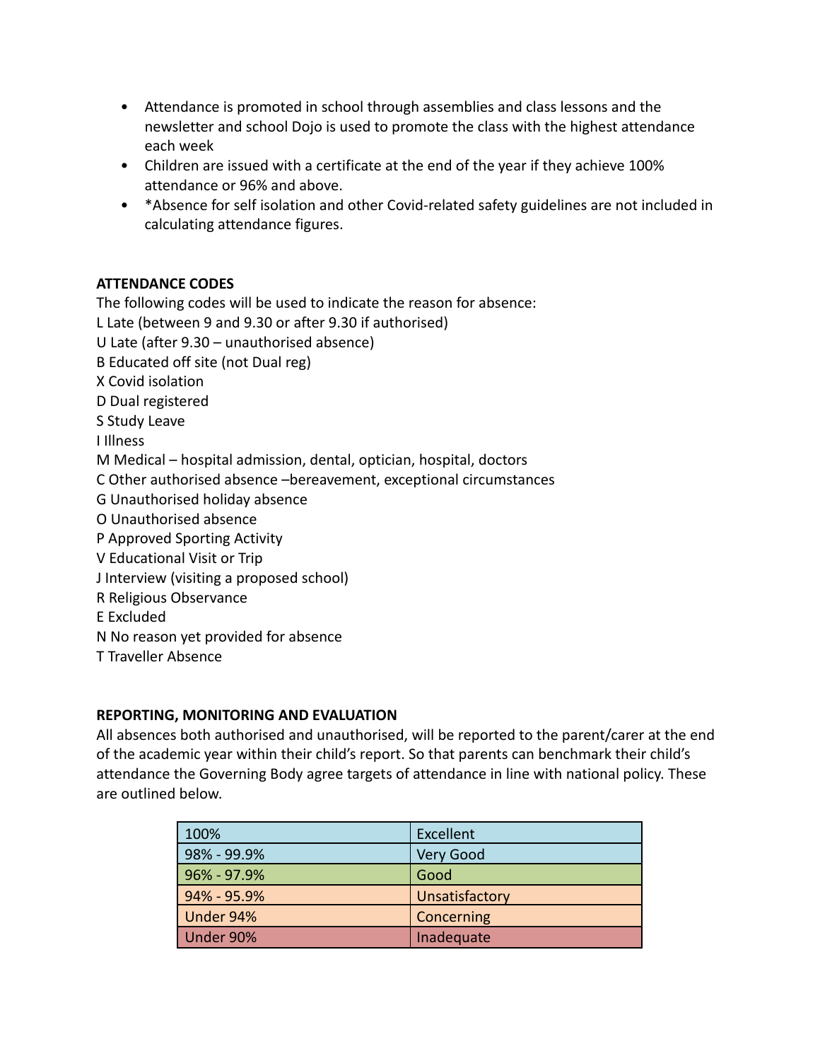- Attendance is promoted in school through assemblies and class lessons and the newsletter and school Dojo is used to promote the class with the highest attendance each week
- Children are issued with a certificate at the end of the year if they achieve 100% attendance or 96% and above.
- *Absence for self isolation and other Covid-related safety guidelines are not included in calculating attendance figures.

**ATTENDANCE CODES**

The following codes will be used to indicate the reason for absence:

L Late (between 9 and 9.30 or after 9.30 if authorised)
U Late (after 9.30 – unauthorised absence)
B Educated off site (not Dual reg)
X Covid isolation
D Dual registered
S Study Leave
I Illness
M Medical – hospital admission, dental, optician, hospital, doctors
C Other authorised absence –bereavement, exceptional circumstances
G Unauthorised holiday absence
O Unauthorised absence
P Approved Sporting Activity
V Educational Visit or Trip
J Interview (visiting a proposed school)
R Religious Observance
E Excluded
N No reason yet provided for absence
T Traveller Absence

**REPORTING, MONITORING AND EVALUATION**

All absences both authorised and unauthorised, will be reported to the parent/carer at the end of the academic year within their child's report. So that parents can benchmark their child's attendance the Governing Body agree targets of attendance in line with national policy. These are outlined below.

| 100% | Excellent |
|---|---|
| 98% - 99.9% | Very Good |
| 96% - 97.9% | Good |
| 94% - 95.9% | Unsatisfactory |
| Under 94% | Concerning |
| Under 90% | Inadequate |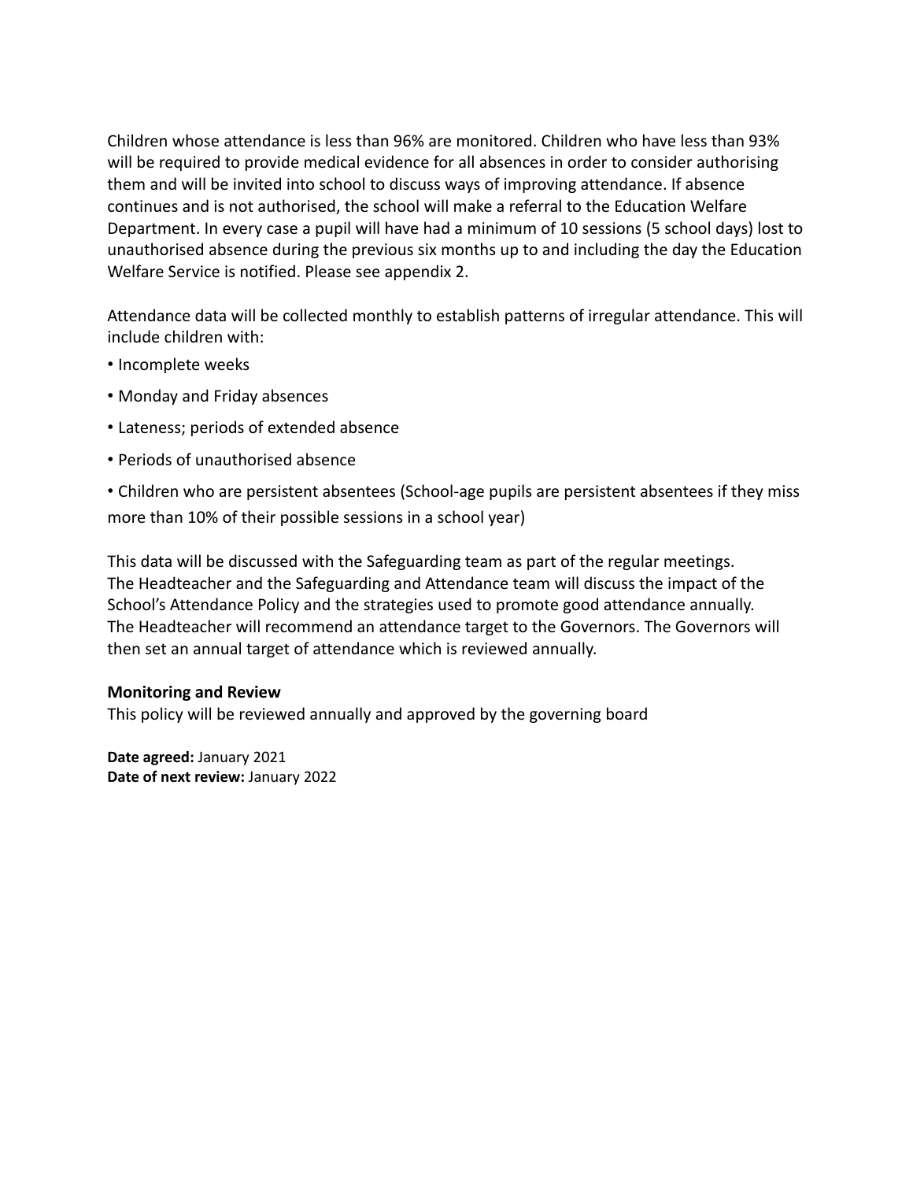Children whose attendance is less than 96% are monitored. Children who have less than 93% will be required to provide medical evidence for all absences in order to consider authorising them and will be invited into school to discuss ways of improving attendance. If absence continues and is not authorised, the school will make a referral to the Education Welfare Department. In every case a pupil will have had a minimum of 10 sessions (5 school days) lost to unauthorised absence during the previous six months up to and including the day the Education Welfare Service is notified. Please see appendix 2.

Attendance data will be collected monthly to establish patterns of irregular attendance. This will include children with:

- Incomplete weeks
- Monday and Friday absences
- Lateness; periods of extended absence
- Periods of unauthorised absence
- Children who are persistent absentees (School-age pupils are persistent absentees if they miss more than 10% of their possible sessions in a school year)

This data will be discussed with the Safeguarding team as part of the regular meetings. The Headteacher and the Safeguarding and Attendance team will discuss the impact of the School's Attendance Policy and the strategies used to promote good attendance annually. The Headteacher will recommend an attendance target to the Governors. The Governors will then set an annual target of attendance which is reviewed annually.

**Monitoring and Review**

This policy will be reviewed annually and approved by the governing board

**Date agreed:** January 2021
**Date of next review:** January 2022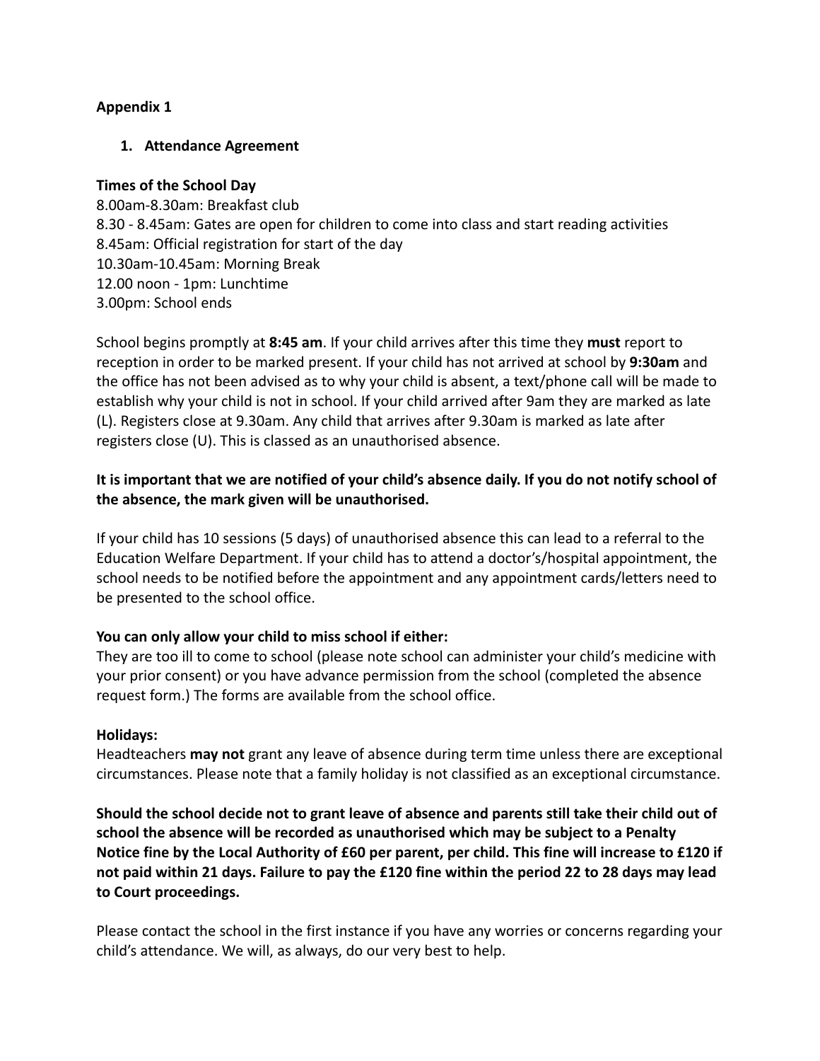**Appendix 1**

1. **Attendance Agreement**

**Times of the School Day**

8.00am-8.30am: Breakfast club
8.30 - 8.45am: Gates are open for children to come into class and start reading activities
8.45am: Official registration for start of the day
10.30am-10.45am: Morning Break
12.00 noon - 1pm: Lunchtime
3.00pm: School ends

School begins promptly at **8:45 am**. If your child arrives after this time they **must** report to reception in order to be marked present. If your child has not arrived at school by **9:30am** and the office has not been advised as to why your child is absent, a text/phone call will be made to establish why your child is not in school. If your child arrived after 9am they are marked as late (L). Registers close at 9.30am. Any child that arrives after 9.30am is marked as late after registers close (U). This is classed as an unauthorised absence.

**It is important that we are notified of your child's absence daily. If you do not notify school of the absence, the mark given will be unauthorised.**

If your child has 10 sessions (5 days) of unauthorised absence this can lead to a referral to the Education Welfare Department. If your child has to attend a doctor's/hospital appointment, the school needs to be notified before the appointment and any appointment cards/letters need to be presented to the school office.

**You can only allow your child to miss school if either:**
They are too ill to come to school (please note school can administer your child's medicine with your prior consent) or you have advance permission from the school (completed the absence request form.) The forms are available from the school office.

**Holidays:**
Headteachers **may not** grant any leave of absence during term time unless there are exceptional circumstances. Please note that a family holiday is not classified as an exceptional circumstance.

**Should the school decide not to grant leave of absence and parents still take their child out of school the absence will be recorded as unauthorised which may be subject to a Penalty Notice fine by the Local Authority of £60 per parent, per child. This fine will increase to £120 if not paid within 21 days. Failure to pay the £120 fine within the period 22 to 28 days may lead to Court proceedings.**

Please contact the school in the first instance if you have any worries or concerns regarding your child's attendance. We will, as always, do our very best to help.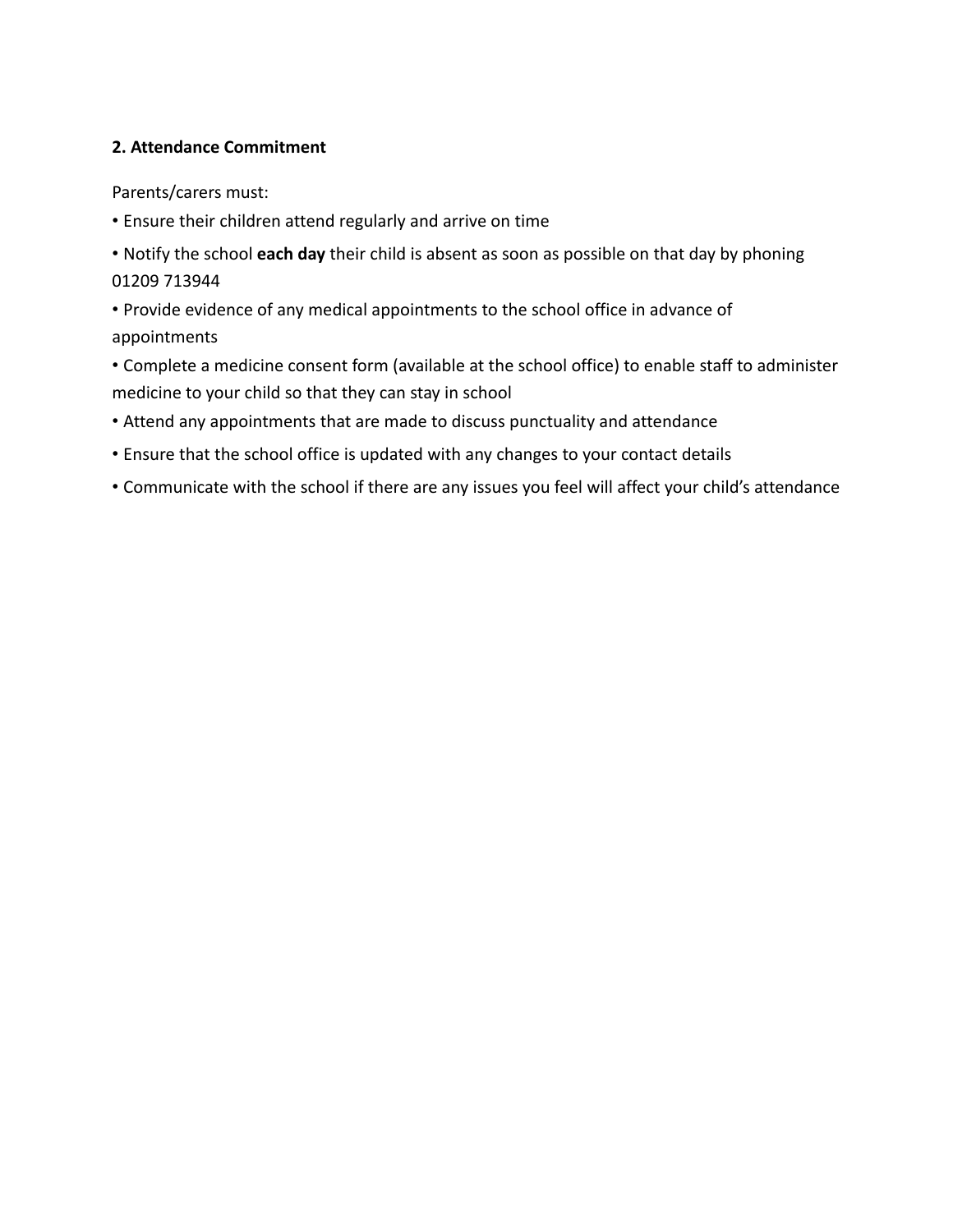**2. Attendance Commitment**

Parents/carers must:

- Ensure their children attend regularly and arrive on time
- Notify the school **each day** their child is absent as soon as possible on that day by phoning 01209 713944
- Provide evidence of any medical appointments to the school office in advance of appointments
- Complete a medicine consent form (available at the school office) to enable staff to administer medicine to your child so that they can stay in school
- Attend any appointments that are made to discuss punctuality and attendance
- Ensure that the school office is updated with any changes to your contact details
- Communicate with the school if there are any issues you feel will affect your child's attendance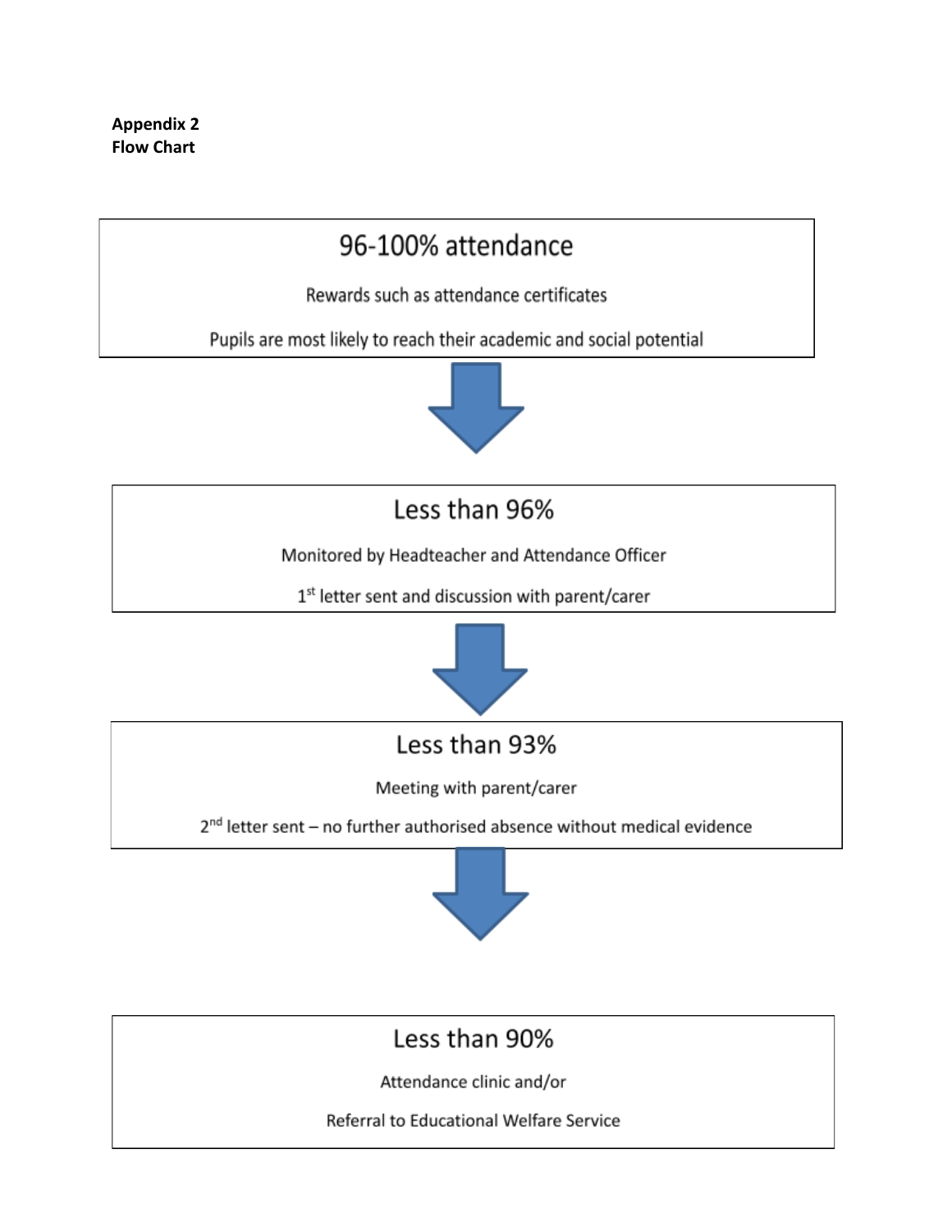**Appendix 2**
**Flow Chart**

96-100% attendance

Rewards such as attendance certificates

Pupils are most likely to reach their academic and social potential

Less than 96%

Monitored by Headteacher and Attendance Officer

1st letter sent and discussion with parent/carer

Less than 93%

Meeting with parent/carer

2nd letter sent – no further authorised absence without medical evidence

Less than 90%

Attendance clinic and/or

Referral to Educational Welfare Service